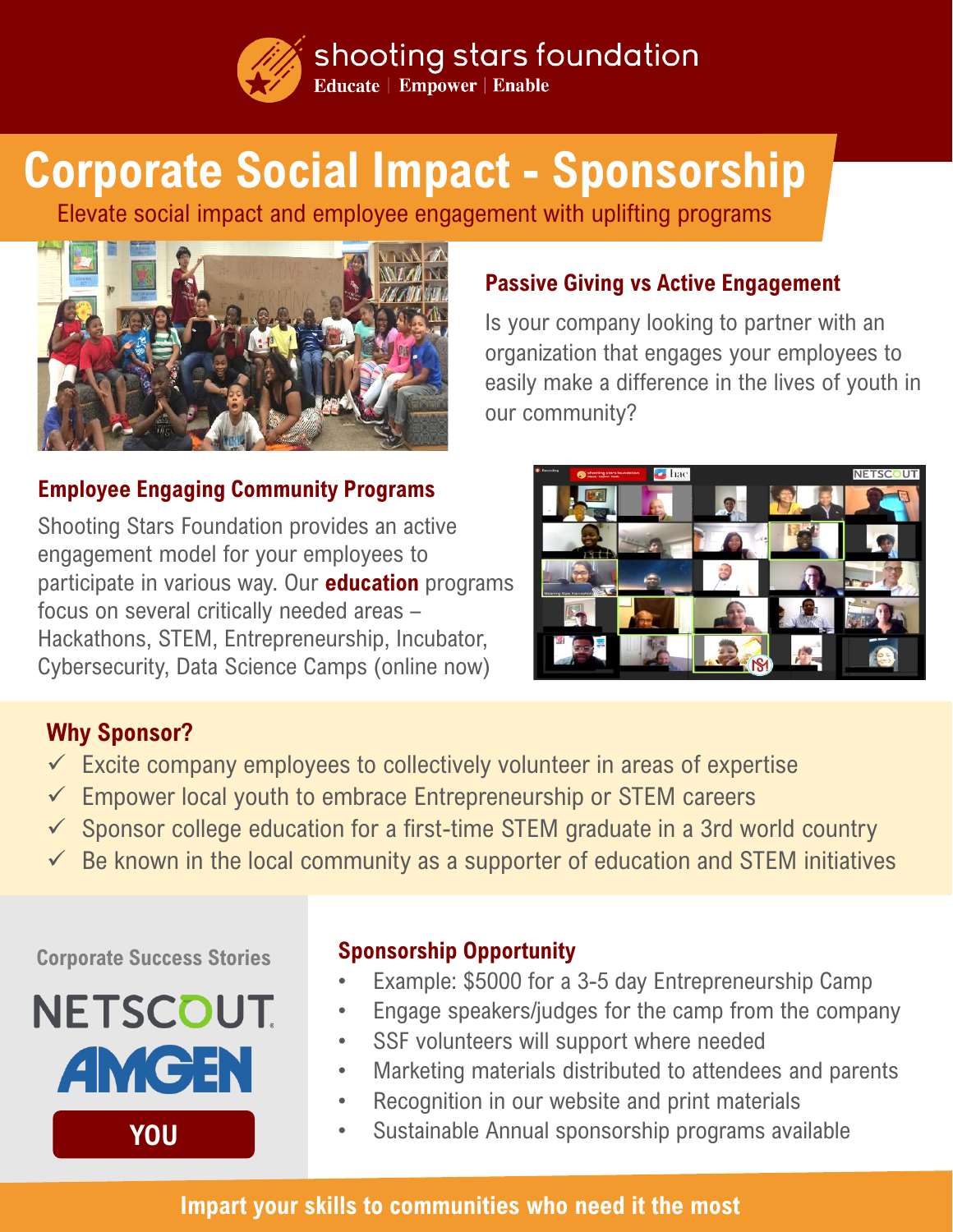shooting stars foundation

Educate | Empower | Enable

# Corporate Social Impact - Sponsorship

Elevate social impact and employee engagement with uplifting programs

## Passive Giving vs Active Engagement

Is your company looking to partner with an organization that engages your employees to easily make a difference in the lives of youth in our community?

## Employee Engaging Community Programs

Shooting Stars Foundation provides an active engagement model for your employees to participate in various way. Our **education** programs focus on several critically needed areas – Hackathons, STEM, Entrepreneurship, Incubator, Cybersecurity, Data Science Camps (online now)

## Why Sponsor?

- ✓ Excite company employees to collectively volunteer in areas of expertise
- ✓ Empower local youth to embrace Entrepreneurship or STEM careers
- ✓ Sponsor college education for a first-time STEM graduate in a 3rd world country
- ✓ Be known in the local community as a supporter of education and STEM initiatives

### Corporate Success Stories

NETSCOUT

AMGEN

YOU

## Sponsorship Opportunity

- Example: $5000 for a 3-5 day Entrepreneurship Camp
- Engage speakers/judges for the camp from the company
- SSF volunteers will support where needed
- Marketing materials distributed to attendees and parents
- Recognition in our website and print materials
- Sustainable Annual sponsorship programs available

**Impart your skills to communities who need it the most**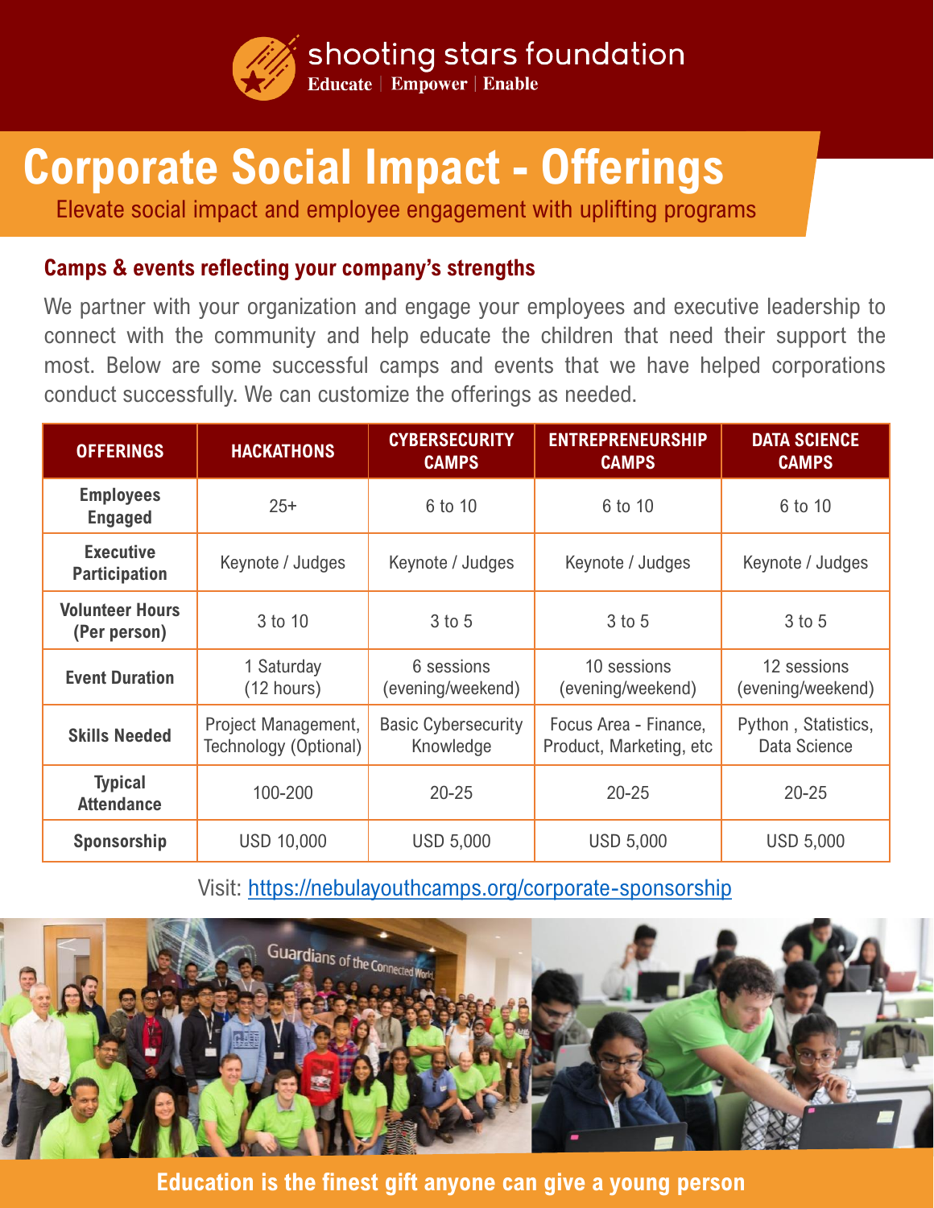shooting stars foundation

Educate | Empower | Enable

# Corporate Social Impact - Offerings

Elevate social impact and employee engagement with uplifting programs

### Camps & events reflecting your company's strengths

We partner with your organization and engage your employees and executive leadership to connect with the community and help educate the children that need their support the most. Below are some successful camps and events that we have helped corporations conduct successfully. We can customize the offerings as needed.

| OFFERINGS | HACKATHONS | CYBERSECURITY CAMPS | ENTREPRENEURSHIP CAMPS | DATA SCIENCE CAMPS |
|---|---|---|---|---|
| **Employees Engaged** | 25+ | 6 to 10 | 6 to 10 | 6 to 10 |
| **Executive Participation** | Keynote / Judges | Keynote / Judges | Keynote / Judges | Keynote / Judges |
| **Volunteer Hours (Per person)** | 3 to 10 | 3 to 5 | 3 to 5 | 3 to 5 |
| **Event Duration** | 1 Saturday (12 hours) | 6 sessions (evening/weekend) | 10 sessions (evening/weekend) | 12 sessions (evening/weekend) |
| **Skills Needed** | Project Management, Technology (Optional) | Basic Cybersecurity Knowledge | Focus Area - Finance, Product, Marketing, etc | Python , Statistics, Data Science |
| **Typical Attendance** | 100-200 | 20-25 | 20-25 | 20-25 |
| **Sponsorship** | USD 10,000 | USD 5,000 | USD 5,000 | USD 5,000 |

Visit: https://nebulayouthcamps.org/corporate-sponsorship

**Education is the finest gift anyone can give a young person**